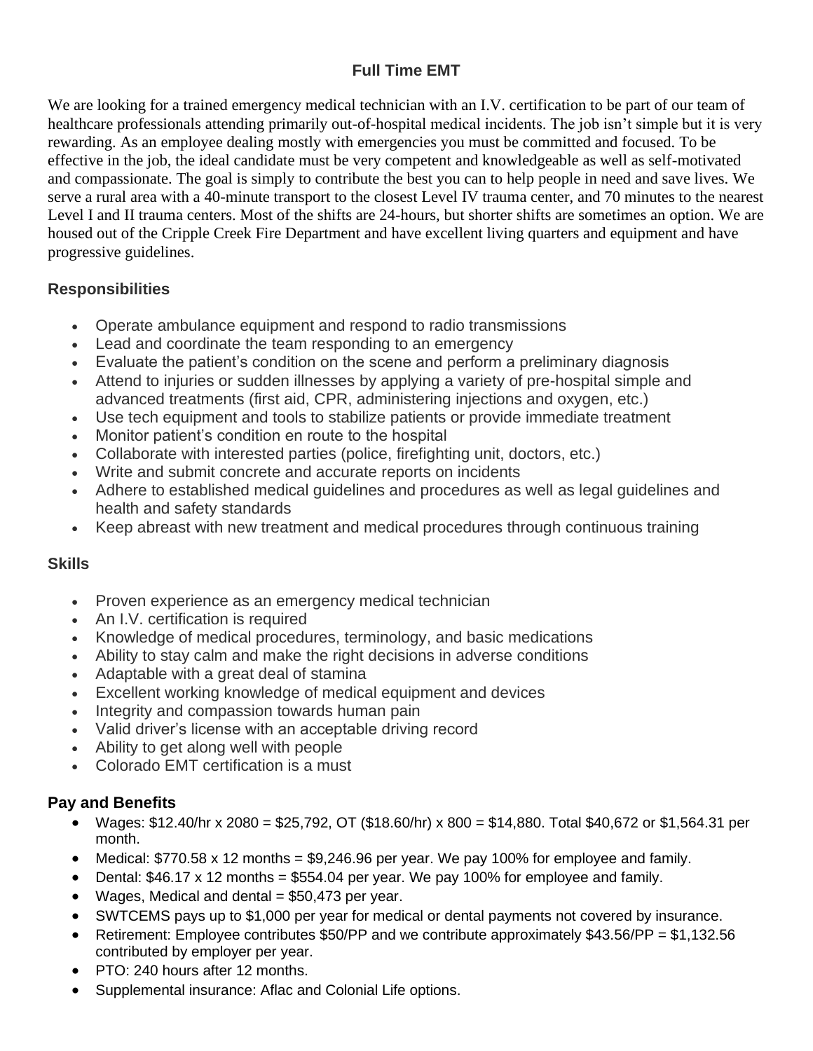# Full Time EMT

We are looking for a trained emergency medical technician with an I.V. certification to be part of our team of healthcare professionals attending primarily out-of-hospital medical incidents. The job isn't simple but it is very rewarding. As an employee dealing mostly with emergencies you must be committed and focused. To be effective in the job, the ideal candidate must be very competent and knowledgeable as well as self-motivated and compassionate. The goal is simply to contribute the best you can to help people in need and save lives. We serve a rural area with a 40-minute transport to the closest Level IV trauma center, and 70 minutes to the nearest Level I and II trauma centers. Most of the shifts are 24-hours, but shorter shifts are sometimes an option. We are housed out of the Cripple Creek Fire Department and have excellent living quarters and equipment and have progressive guidelines.

## Responsibilities

- Operate ambulance equipment and respond to radio transmissions
- Lead and coordinate the team responding to an emergency
- Evaluate the patient's condition on the scene and perform a preliminary diagnosis
- Attend to injuries or sudden illnesses by applying a variety of pre-hospital simple and advanced treatments (first aid, CPR, administering injections and oxygen, etc.)
- Use tech equipment and tools to stabilize patients or provide immediate treatment
- Monitor patient's condition en route to the hospital
- Collaborate with interested parties (police, firefighting unit, doctors, etc.)
- Write and submit concrete and accurate reports on incidents
- Adhere to established medical guidelines and procedures as well as legal guidelines and health and safety standards
- Keep abreast with new treatment and medical procedures through continuous training

## Skills

- Proven experience as an emergency medical technician
- An I.V. certification is required
- Knowledge of medical procedures, terminology, and basic medications
- Ability to stay calm and make the right decisions in adverse conditions
- Adaptable with a great deal of stamina
- Excellent working knowledge of medical equipment and devices
- Integrity and compassion towards human pain
- Valid driver's license with an acceptable driving record
- Ability to get along well with people
- Colorado EMT certification is a must

## Pay and Benefits

- Wages: $12.40/hr x 2080 = $25,792, OT ($18.60/hr) x 800 = $14,880. Total $40,672 or $1,564.31 per month.
- Medical: $770.58 x 12 months = $9,246.96 per year. We pay 100% for employee and family.
- Dental: $46.17 x 12 months = $554.04 per year. We pay 100% for employee and family.
- Wages, Medical and dental = $50,473 per year.
- SWTCEMS pays up to $1,000 per year for medical or dental payments not covered by insurance.
- Retirement: Employee contributes $50/PP and we contribute approximately $43.56/PP = $1,132.56 contributed by employer per year.
- PTO: 240 hours after 12 months.
- Supplemental insurance: Aflac and Colonial Life options.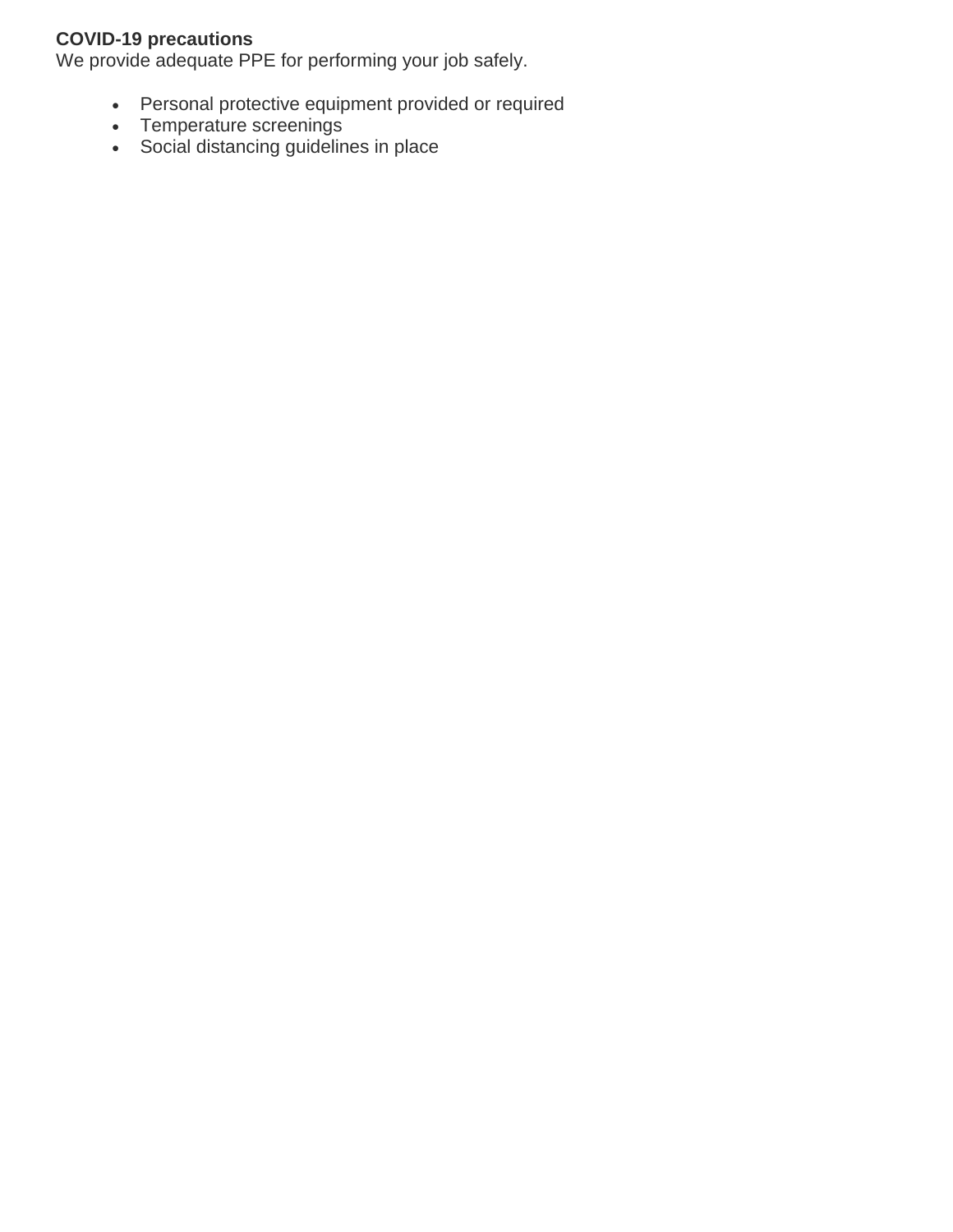**COVID-19 precautions**
We provide adequate PPE for performing your job safely.

- Personal protective equipment provided or required
- Temperature screenings
- Social distancing guidelines in place